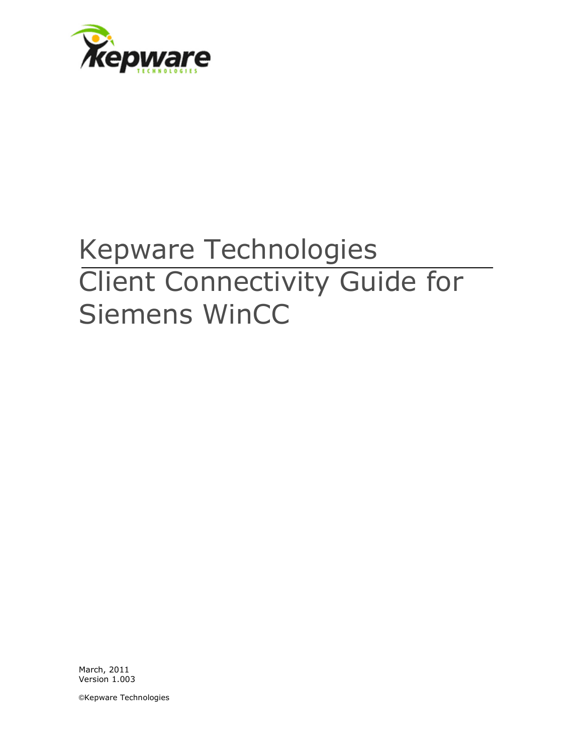# Kepware Technologies

# Client Connectivity Guide for Siemens WinCC

March, 2011
Version 1.003

©Kepware Technologies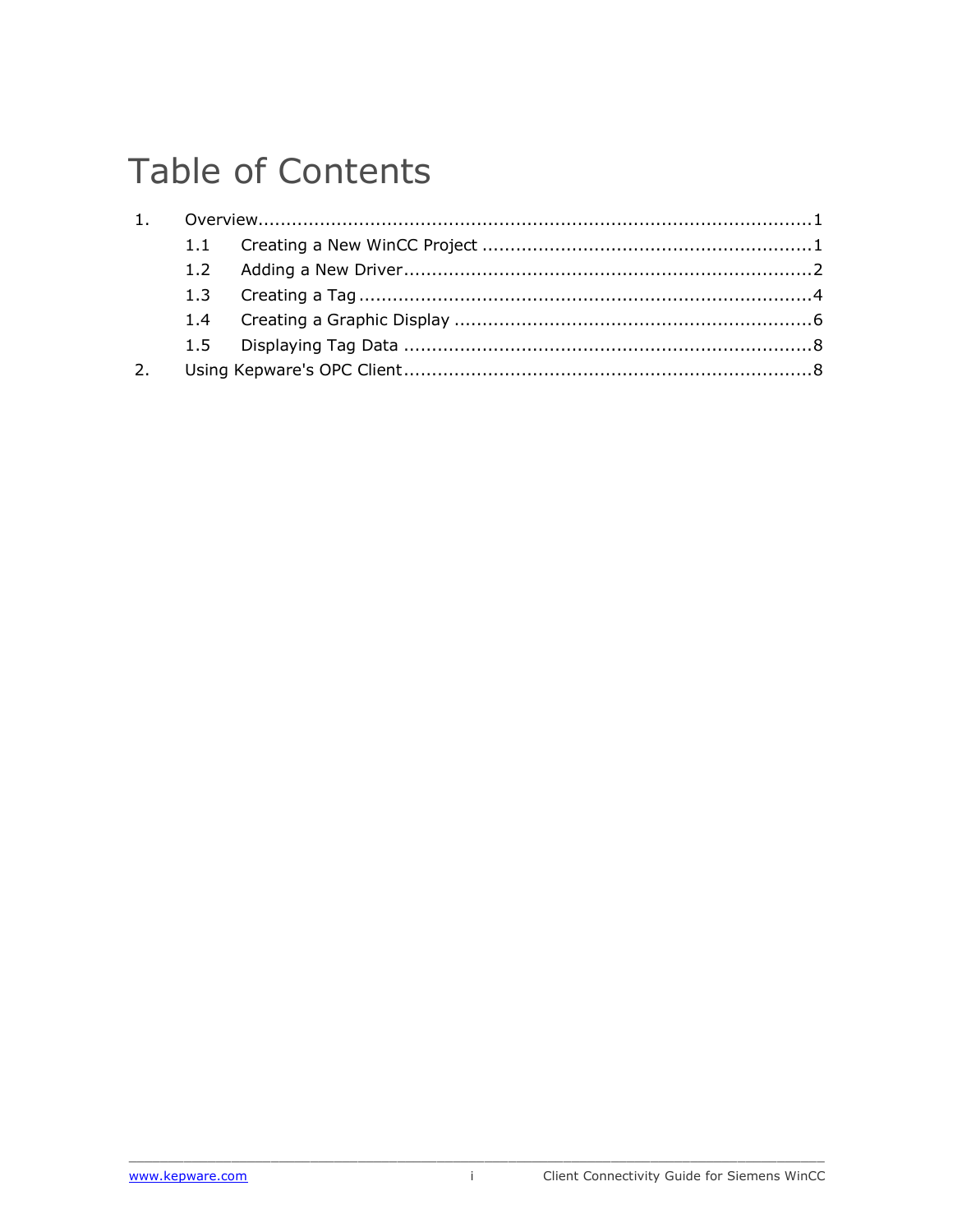# Table of Contents

1. Overview....................................................................................................1
   - 1.1 Creating a New WinCC Project ...........................................................1
   - 1.2 Adding a New Driver..........................................................................2
   - 1.3 Creating a Tag ...................................................................................4
   - 1.4 Creating a Graphic Display .................................................................6
   - 1.5 Displaying Tag Data ..........................................................................8
2. Using Kepware's OPC Client.........................................................................8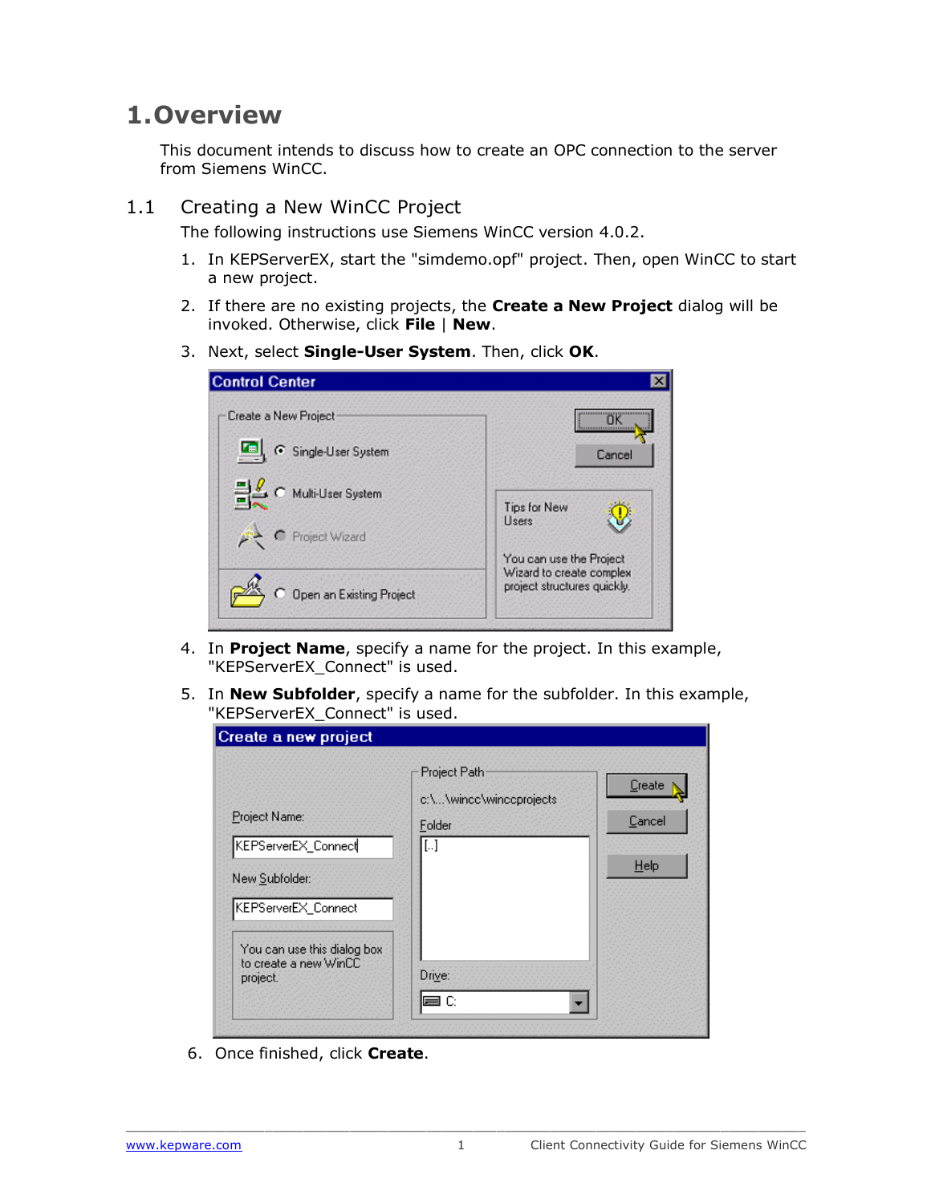# 1. Overview

This document intends to discuss how to create an OPC connection to the server from Siemens WinCC.

## 1.1 Creating a New WinCC Project

The following instructions use Siemens WinCC version 4.0.2.

1. In KEPServerEX, start the "simdemo.opf" project. Then, open WinCC to start a new project.
2. If there are no existing projects, the **Create a New Project** dialog will be invoked. Otherwise, click **File** | **New**.
3. Next, select **Single-User System**. Then, click **OK**.
4. In **Project Name**, specify a name for the project. In this example, "KEPServerEX_Connect" is used.
5. In **New Subfolder**, specify a name for the subfolder. In this example, "KEPServerEX_Connect" is used.
6. Once finished, click **Create**.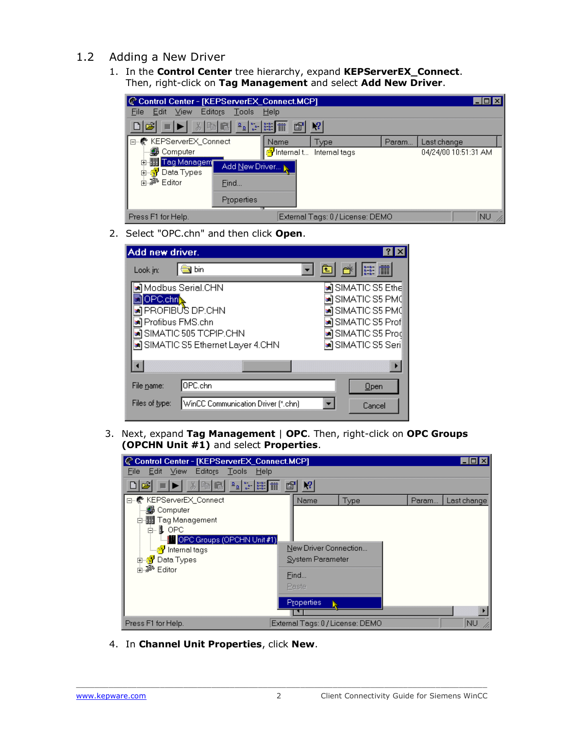## 1.2 Adding a New Driver

1. In the **Control Center** tree hierarchy, expand **KEPServerEX_Connect**. Then, right-click on **Tag Management** and select **Add New Driver**.

2. Select "OPC.chn" and then click **Open**.

3. Next, expand **Tag Management** | **OPC**. Then, right-click on **OPC Groups (OPCHN Unit #1)** and select **Properties**.

4. In **Channel Unit Properties**, click **New**.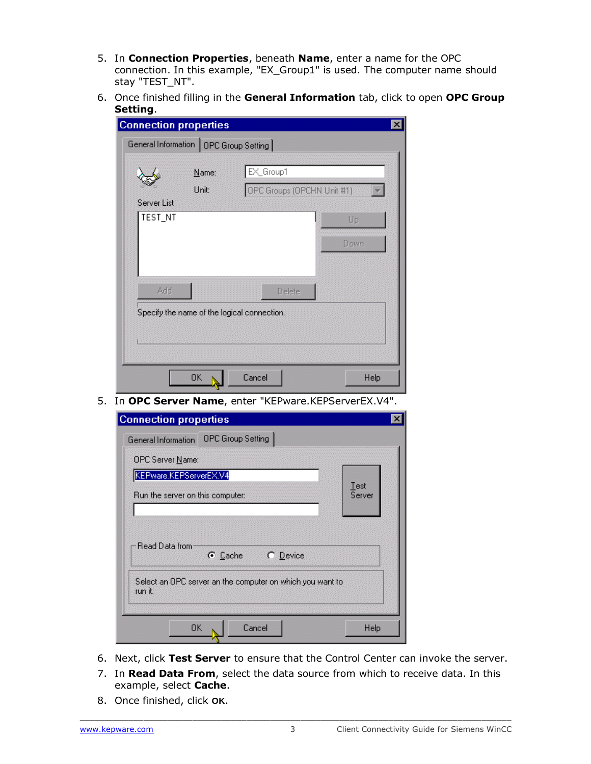5. In **Connection Properties**, beneath **Name**, enter a name for the OPC connection. In this example, "EX_Group1" is used. The computer name should stay "TEST_NT".
6. Once finished filling in the **General Information** tab, click to open **OPC Group Setting**.

5. In **OPC Server Name**, enter "KEPware.KEPServerEX.V4".

6. Next, click **Test Server** to ensure that the Control Center can invoke the server.
7. In **Read Data From**, select the data source from which to receive data. In this example, select **Cache**.
8. Once finished, click **OK**.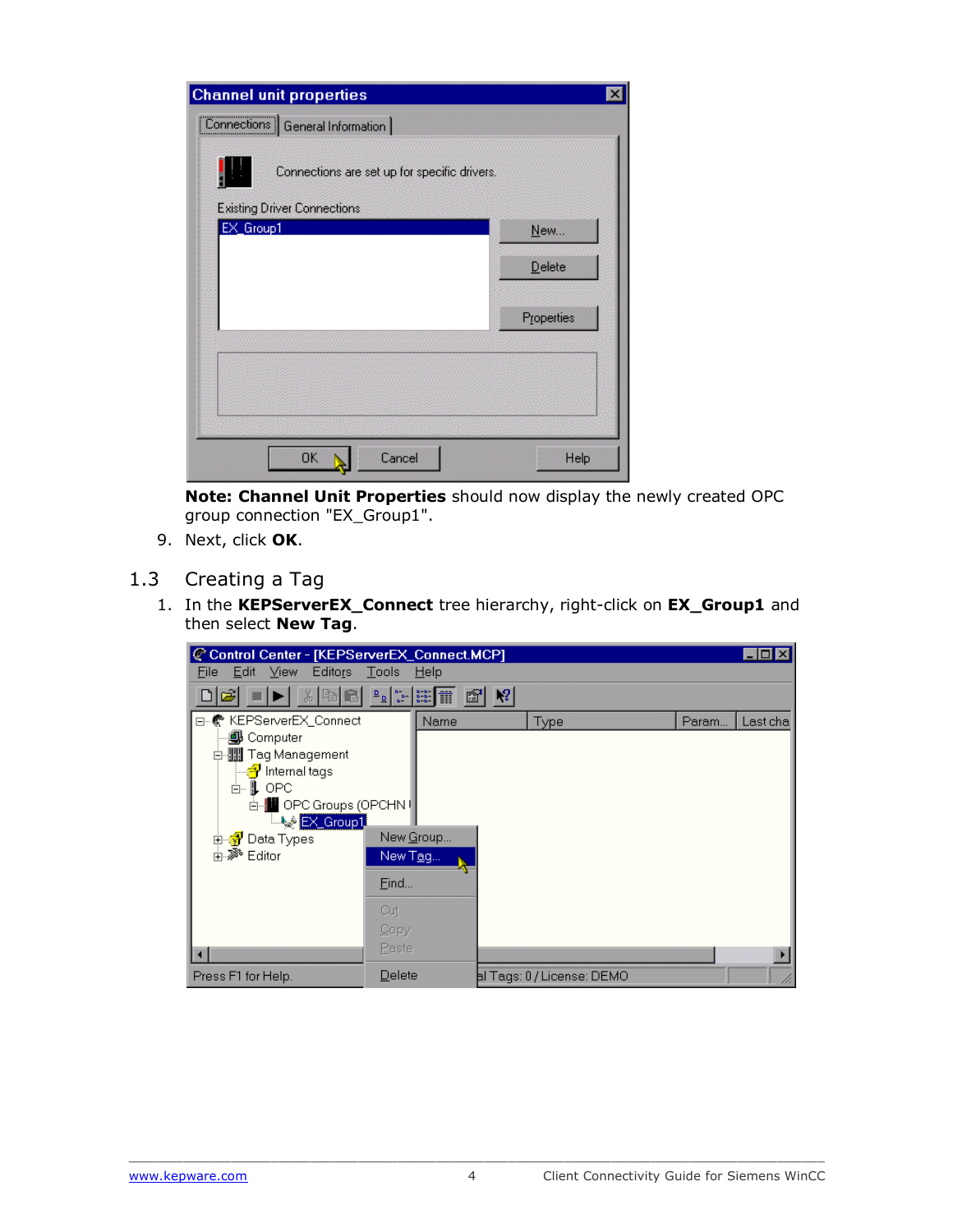**Note: Channel Unit Properties** should now display the newly created OPC group connection "EX_Group1".

9. Next, click **OK**.

## 1.3 Creating a Tag

1. In the **KEPServerEX_Connect** tree hierarchy, right-click on **EX_Group1** and then select **New Tag**.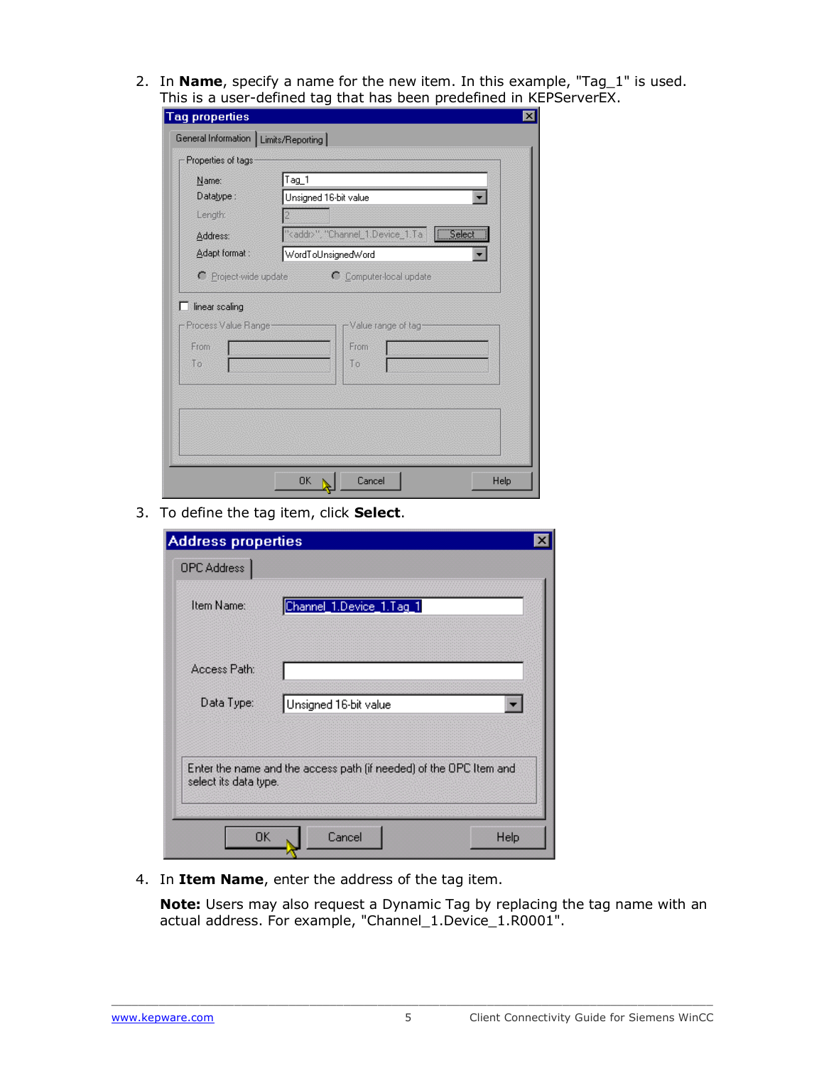2. In **Name**, specify a name for the new item. In this example, "Tag_1" is used. This is a user-defined tag that has been predefined in KEPServerEX.

3. To define the tag item, click **Select**.

4. In **Item Name**, enter the address of the tag item.

   **Note:** Users may also request a Dynamic Tag by replacing the tag name with an actual address. For example, "Channel_1.Device_1.R0001".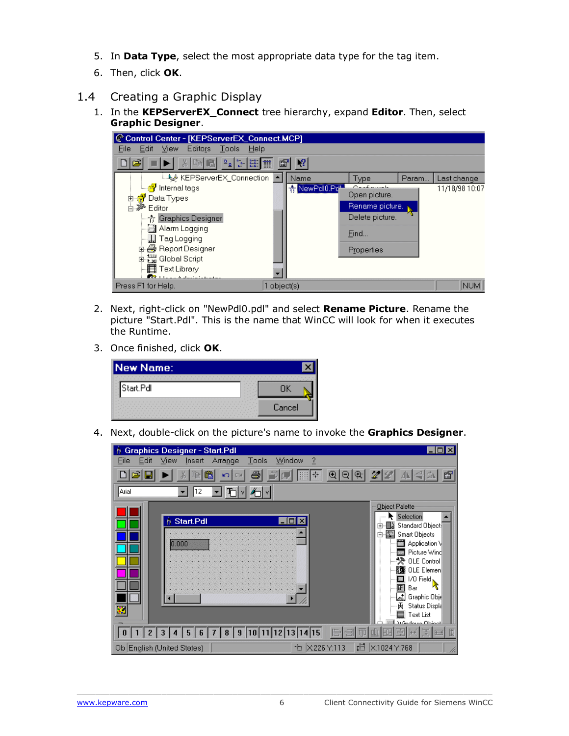5. In **Data Type**, select the most appropriate data type for the tag item.
6. Then, click **OK**.

## 1.4 Creating a Graphic Display

1. In the **KEPServerEX_Connect** tree hierarchy, expand **Editor**. Then, select **Graphic Designer**.

2. Next, right-click on "NewPdl0.pdl" and select **Rename Picture**. Rename the picture "Start.Pdl". This is the name that WinCC will look for when it executes the Runtime.
3. Once finished, click **OK**.

4. Next, double-click on the picture's name to invoke the **Graphics Designer**.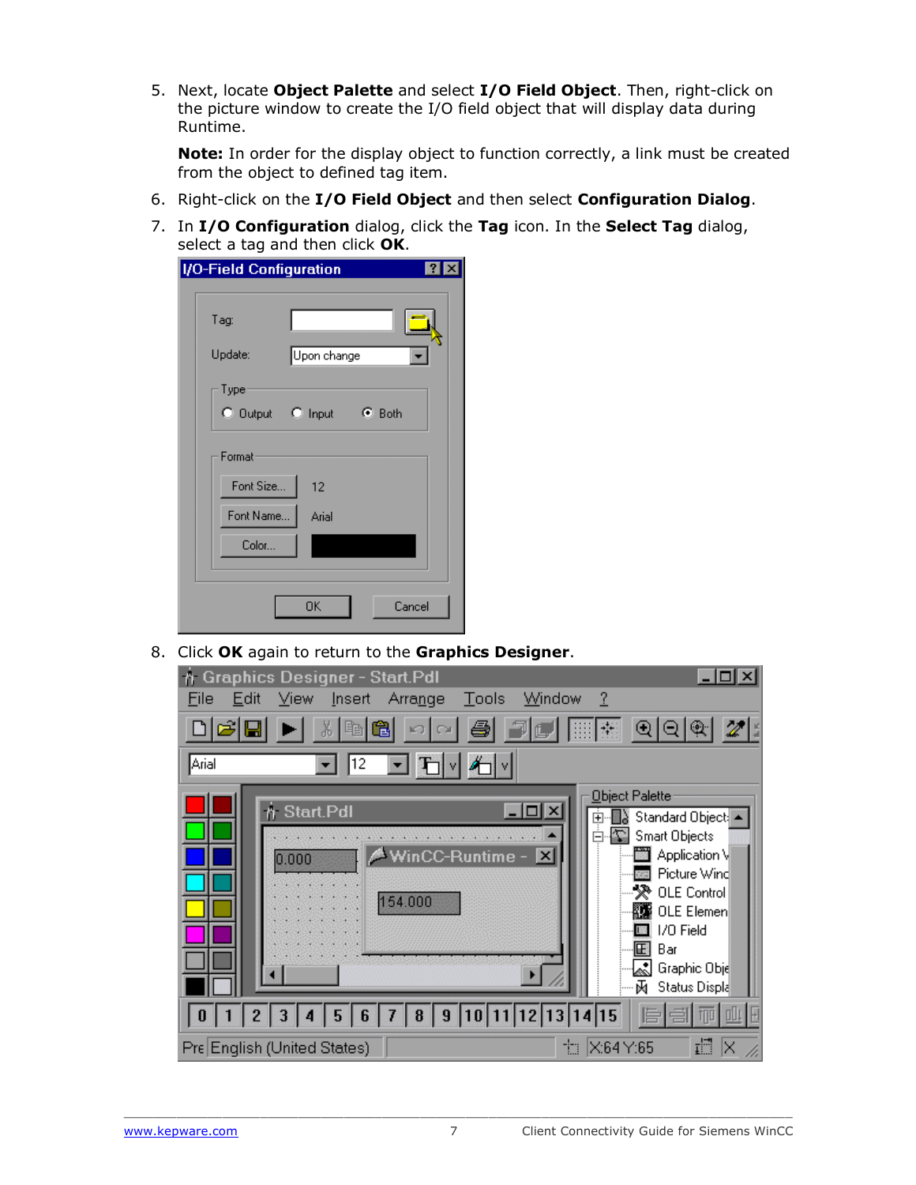5. Next, locate **Object Palette** and select **I/O Field Object**. Then, right-click on the picture window to create the I/O field object that will display data during Runtime.

   **Note:** In order for the display object to function correctly, a link must be created from the object to defined tag item.

6. Right-click on the **I/O Field Object** and then select **Configuration Dialog**.
7. In **I/O Configuration** dialog, click the **Tag** icon. In the **Select Tag** dialog, select a tag and then click **OK**.
8. Click **OK** again to return to the **Graphics Designer**.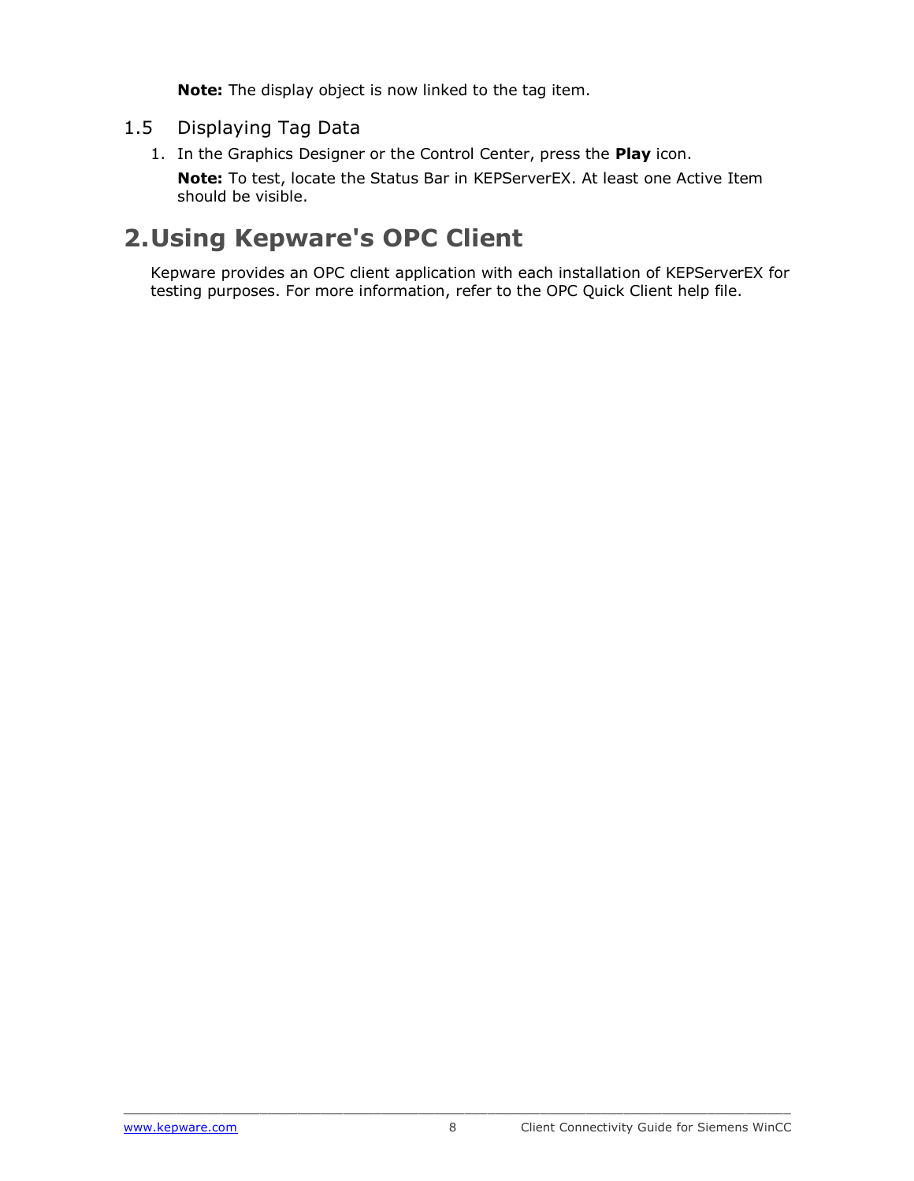**Note:** The display object is now linked to the tag item.

### 1.5 Displaying Tag Data

1. In the Graphics Designer or the Control Center, press the **Play** icon.

   **Note:** To test, locate the Status Bar in KEPServerEX. At least one Active Item should be visible.

# 2. Using Kepware's OPC Client

Kepware provides an OPC client application with each installation of KEPServerEX for testing purposes. For more information, refer to the OPC Quick Client help file.